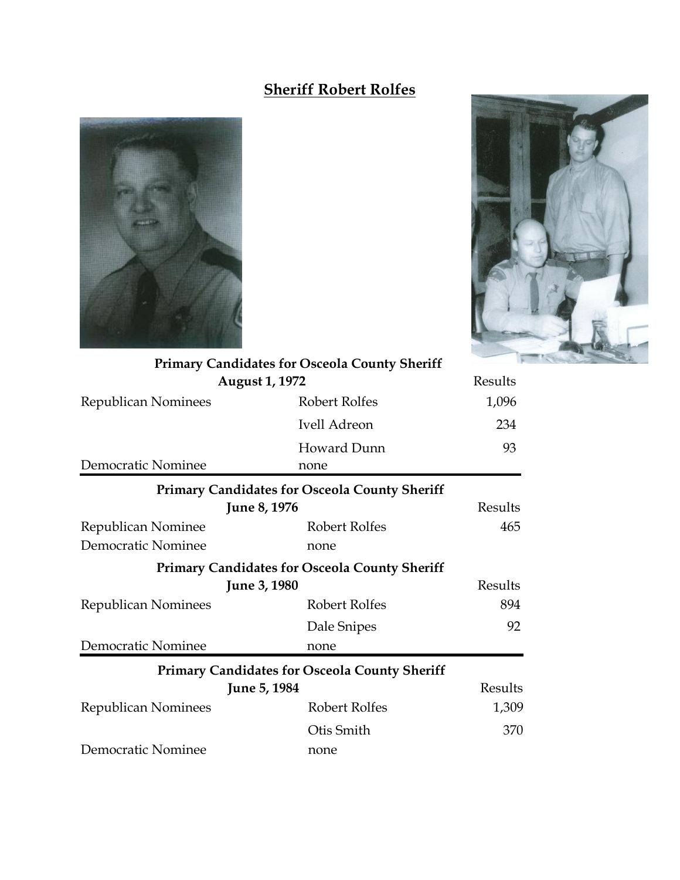## Sheriff Robert Rolfes

**Primary Candidates for Osceola County Sheriff**
**August 1, 1972**

| | | Results |
|---|---|---|
| Republican Nominees | Robert Rolfes | 1,096 |
| | Ivell Adreon | 234 |
| | Howard Dunn | 93 |
| Democratic Nominee | none | |

**Primary Candidates for Osceola County Sheriff**
**June 8, 1976**

| | | Results |
|---|---|---|
| Republican Nominee | Robert Rolfes | 465 |
| Democratic Nominee | none | |

**Primary Candidates for Osceola County Sheriff**
**June 3, 1980**

| | | Results |
|---|---|---|
| Republican Nominees | Robert Rolfes | 894 |
| | Dale Snipes | 92 |
| Democratic Nominee | none | |

**Primary Candidates for Osceola County Sheriff**
**June 5, 1984**

| | | Results |
|---|---|---|
| Republican Nominees | Robert Rolfes | 1,309 |
| | Otis Smith | 370 |
| Democratic Nominee | none | |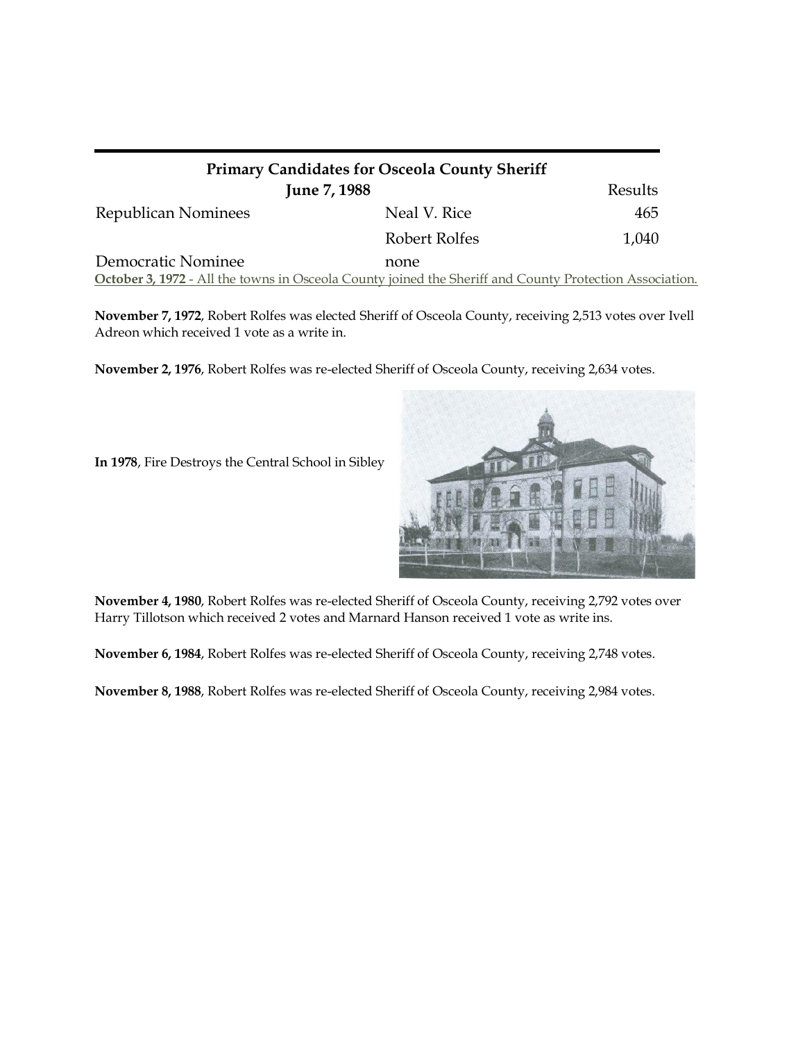**Primary Candidates for Osceola County Sheriff**

| June 7, 1988 | | Results |
|---|---|---|
| Republican Nominees | Neal V. Rice | 465 |
| | Robert Rolfes | 1,040 |
| Democratic Nominee | none | |

**October 3, 1972** - All the towns in Osceola County joined the Sheriff and County Protection Association.

**November 7, 1972**, Robert Rolfes was elected Sheriff of Osceola County, receiving 2,513 votes over Ivell Adreon which received 1 vote as a write in.

**November 2, 1976**, Robert Rolfes was re-elected Sheriff of Osceola County, receiving 2,634 votes.

**In 1978**, Fire Destroys the Central School in Sibley

**November 4, 1980**, Robert Rolfes was re-elected Sheriff of Osceola County, receiving 2,792 votes over Harry Tillotson which received 2 votes and Marnard Hanson received 1 vote as write ins.

**November 6, 1984**, Robert Rolfes was re-elected Sheriff of Osceola County, receiving 2,748 votes.

**November 8, 1988**, Robert Rolfes was re-elected Sheriff of Osceola County, receiving 2,984 votes.